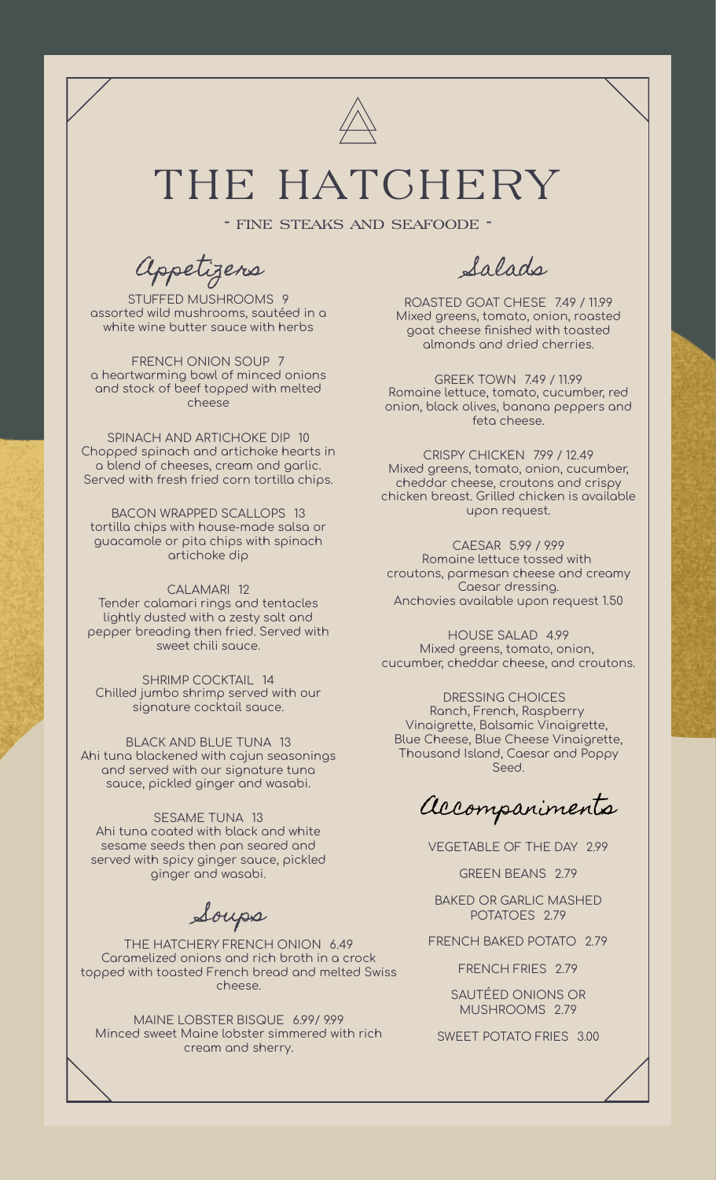# THE HATCHERY

- FINE STEAKS AND SEAFOODE -

## Appetizers

STUFFED MUSHROOMS 9
assorted wild mushrooms, sautéed in a white wine butter sauce with herbs

FRENCH ONION SOUP 7
a heartwarming bowl of minced onions and stock of beef topped with melted cheese

SPINACH AND ARTICHOKE DIP 10
Chopped spinach and artichoke hearts in a blend of cheeses, cream and garlic. Served with fresh fried corn tortilla chips.

BACON WRAPPED SCALLOPS 13
tortilla chips with house-made salsa or guacamole or pita chips with spinach artichoke dip

CALAMARI 12
Tender calamari rings and tentacles lightly dusted with a zesty salt and pepper breading then fried. Served with sweet chili sauce.

SHRIMP COCKTAIL 14
Chilled jumbo shrimp served with our signature cocktail sauce.

BLACK AND BLUE TUNA 13
Ahi tuna blackened with cajun seasonings and served with our signature tuna sauce, pickled ginger and wasabi.

SESAME TUNA 13
Ahi tuna coated with black and white sesame seeds then pan seared and served with spicy ginger sauce, pickled ginger and wasabi.

## Soups

THE HATCHERY FRENCH ONION 6.49
Caramelized onions and rich broth in a crock topped with toasted French bread and melted Swiss cheese.

MAINE LOBSTER BISQUE 6.99/ 9.99
Minced sweet Maine lobster simmered with rich cream and sherry.

## Salads

ROASTED GOAT CHESE 7.49 / 11.99
Mixed greens, tomato, onion, roasted goat cheese finished with toasted almonds and dried cherries.

GREEK TOWN 7.49 / 11.99
Romaine lettuce, tomato, cucumber, red onion, black olives, banana peppers and feta cheese.

CRISPY CHICKEN 7.99 / 12.49
Mixed greens, tomato, onion, cucumber, cheddar cheese, croutons and crispy chicken breast. Grilled chicken is available upon request.

CAESAR 5.99 / 9.99
Romaine lettuce tossed with croutons, parmesan cheese and creamy Caesar dressing.
Anchovies available upon request 1.50

HOUSE SALAD 4.99
Mixed greens, tomato, onion, cucumber, cheddar cheese, and croutons.

DRESSING CHOICES
Ranch, French, Raspberry Vinaigrette, Balsamic Vinaigrette, Blue Cheese, Blue Cheese Vinaigrette, Thousand Island, Caesar and Poppy Seed.

## Accompaniments

VEGETABLE OF THE DAY 2.99

GREEN BEANS 2.79

BAKED OR GARLIC MASHED POTATOES 2.79

FRENCH BAKED POTATO 2.79

FRENCH FRIES 2.79

SAUTÉED ONIONS OR MUSHROOMS 2.79

SWEET POTATO FRIES 3.00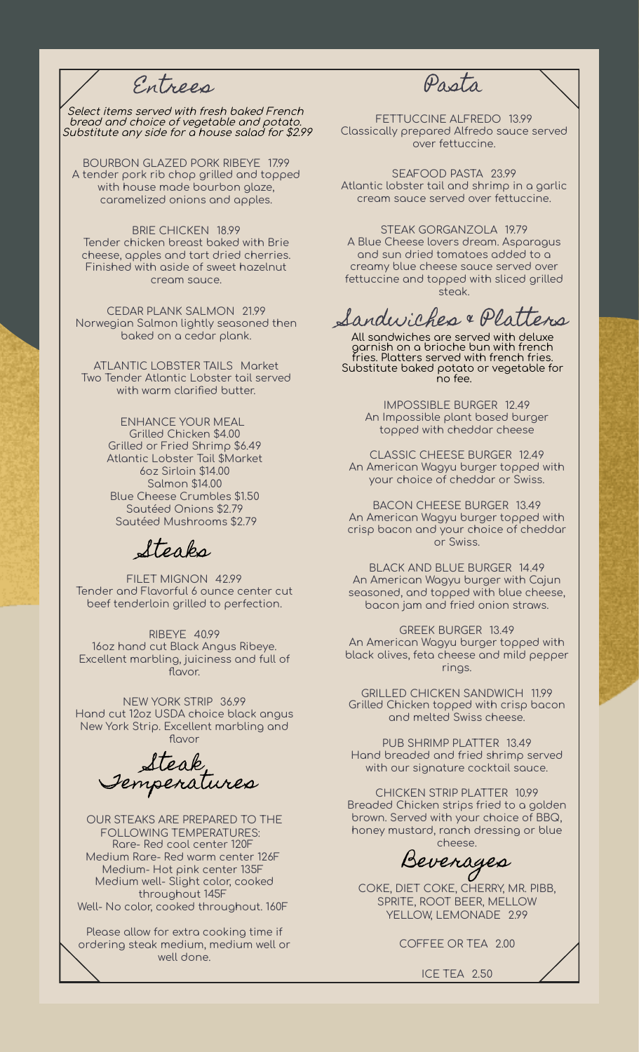# Entrees

*Select items served with fresh baked French bread and choice of vegetable and potato. Substitute any side for a house salad for $2.99*

BOURBON GLAZED PORK RIBEYE 17.99
A tender pork rib chop grilled and topped with house made bourbon glaze, caramelized onions and apples.

BRIE CHICKEN 18.99
Tender chicken breast baked with Brie cheese, apples and tart dried cherries. Finished with aside of sweet hazelnut cream sauce.

CEDAR PLANK SALMON 21.99
Norwegian Salmon lightly seasoned then baked on a cedar plank.

ATLANTIC LOBSTER TAILS Market
Two Tender Atlantic Lobster tail served with warm clarified butter.

ENHANCE YOUR MEAL
Grilled Chicken $4.00
Grilled or Fried Shrimp $6.49
Atlantic Lobster Tail $Market
6oz Sirloin $14.00
Salmon $14.00
Blue Cheese Crumbles $1.50
Sautéed Onions $2.79
Sautéed Mushrooms $2.79

# Steaks

FILET MIGNON 42.99
Tender and Flavorful 6 ounce center cut beef tenderloin grilled to perfection.

RIBEYE 40.99
16oz hand cut Black Angus Ribeye. Excellent marbling, juiciness and full of flavor.

NEW YORK STRIP 36.99
Hand cut 12oz USDA choice black angus New York Strip. Excellent marbling and flavor

# Steak Temperatures

OUR STEAKS ARE PREPARED TO THE FOLLOWING TEMPERATURES:
Rare- Red cool center 120F
Medium Rare- Red warm center 126F
Medium- Hot pink center 135F
Medium well- Slight color, cooked throughout 145F
Well- No color, cooked throughout. 160F

Please allow for extra cooking time if ordering steak medium, medium well or well done.

# Pasta

FETTUCCINE ALFREDO 13.99
Classically prepared Alfredo sauce served over fettuccine.

SEAFOOD PASTA 23.99
Atlantic lobster tail and shrimp in a garlic cream sauce served over fettuccine.

STEAK GORGANZOLA 19.79
A Blue Cheese lovers dream. Asparagus and sun dried tomatoes added to a creamy blue cheese sauce served over fettuccine and topped with sliced grilled steak.

# Sandwiches & Platters

All sandwiches are served with deluxe garnish on a brioche bun with french fries. Platters served with french fries. Substitute baked potato or vegetable for no fee.

IMPOSSIBLE BURGER 12.49
An Impossible plant based burger topped with cheddar cheese

CLASSIC CHEESE BURGER 12.49
An American Wagyu burger topped with your choice of cheddar or Swiss.

BACON CHEESE BURGER 13.49
An American Wagyu burger topped with crisp bacon and your choice of cheddar or Swiss.

BLACK AND BLUE BURGER 14.49
An American Wagyu burger with Cajun seasoned, and topped with blue cheese, bacon jam and fried onion straws.

GREEK BURGER 13.49
An American Wagyu burger topped with black olives, feta cheese and mild pepper rings.

GRILLED CHICKEN SANDWICH 11.99
Grilled Chicken topped with crisp bacon and melted Swiss cheese.

PUB SHRIMP PLATTER 13.49
Hand breaded and fried shrimp served with our signature cocktail sauce.

CHICKEN STRIP PLATTER 10.99
Breaded Chicken strips fried to a golden brown. Served with your choice of BBQ, honey mustard, ranch dressing or blue cheese.

# Beverages

COKE, DIET COKE, CHERRY, MR. PIBB, SPRITE, ROOT BEER, MELLOW YELLOW, LEMONADE 2.99

COFFEE OR TEA 2.00

ICE TEA 2.50